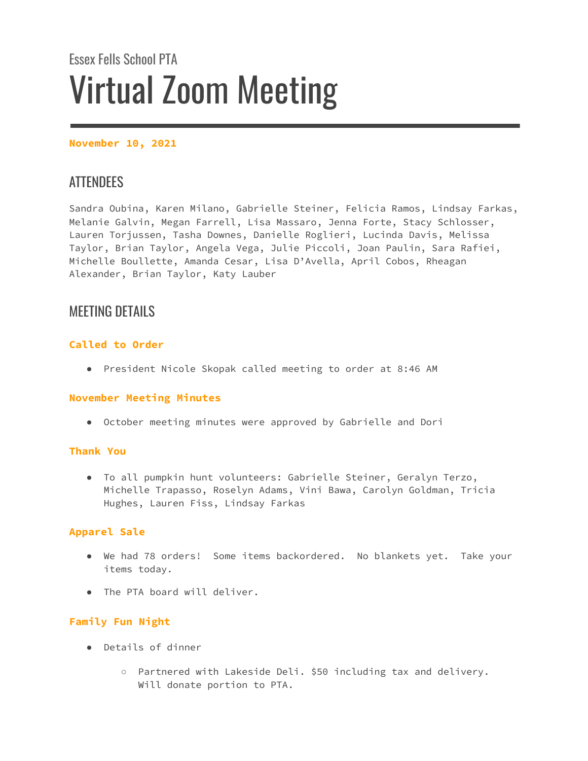Essex Fells School PTA

# Virtual Zoom Meeting

**November 10, 2021**

## ATTENDEES

Sandra Oubina, Karen Milano, Gabrielle Steiner, Felicia Ramos, Lindsay Farkas, Melanie Galvin, Megan Farrell, Lisa Massaro, Jenna Forte, Stacy Schlosser, Lauren Torjussen, Tasha Downes, Danielle Roglieri, Lucinda Davis, Melissa Taylor, Brian Taylor, Angela Vega, Julie Piccoli, Joan Paulin, Sara Rafiei, Michelle Boullette, Amanda Cesar, Lisa D'Avella, April Cobos, Rheagan Alexander, Brian Taylor, Katy Lauber

## MEETING DETAILS

### Called to Order

- President Nicole Skopak called meeting to order at 8:46 AM

### November Meeting Minutes

- October meeting minutes were approved by Gabrielle and Dori

### Thank You

- To all pumpkin hunt volunteers: Gabrielle Steiner, Geralyn Terzo, Michelle Trapasso, Roselyn Adams, Vini Bawa, Carolyn Goldman, Tricia Hughes, Lauren Fiss, Lindsay Farkas

### Apparel Sale

- We had 78 orders! Some items backordered. No blankets yet. Take your items today.
- The PTA board will deliver.

### Family Fun Night

- Details of dinner
  - Partnered with Lakeside Deli. $50 including tax and delivery. Will donate portion to PTA.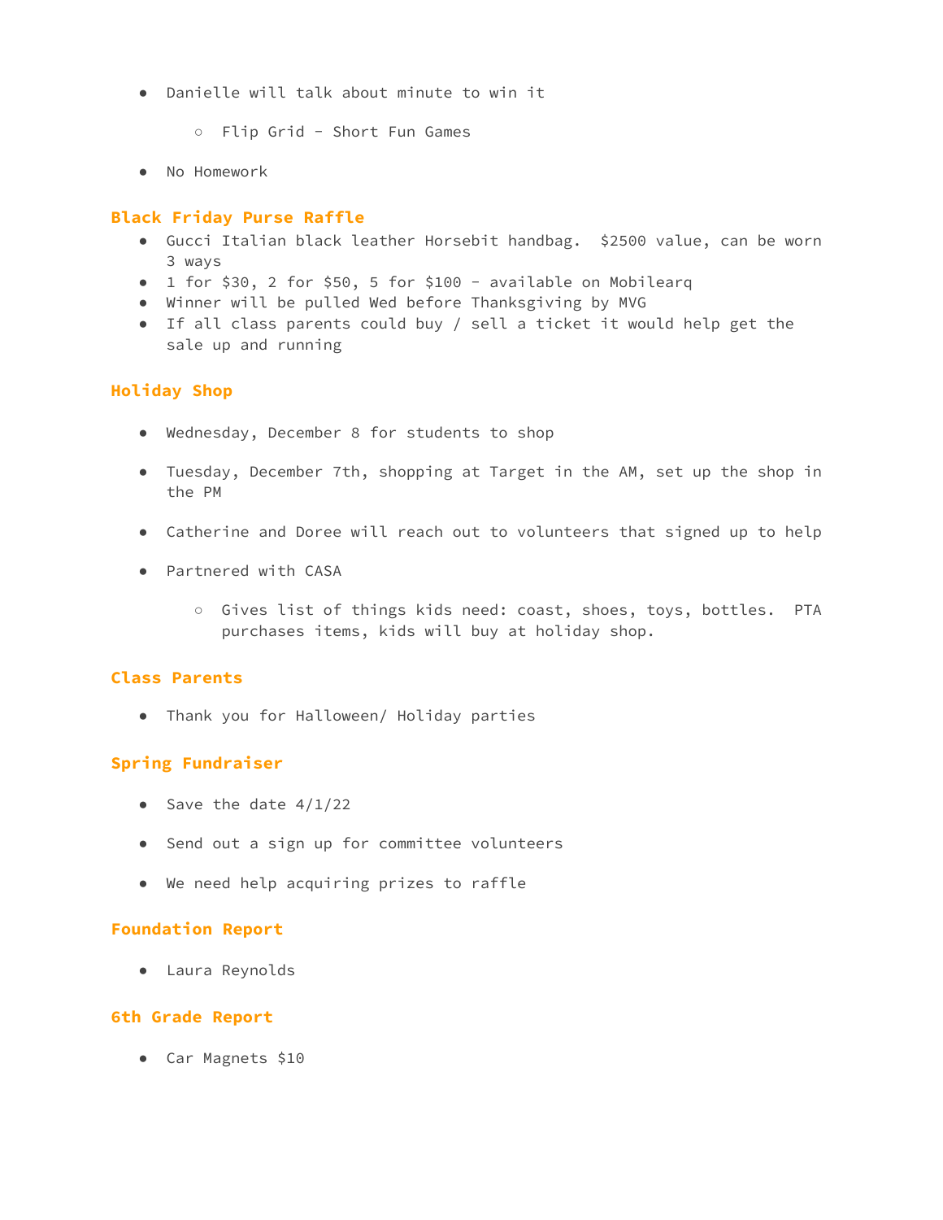- Danielle will talk about minute to win it
    - Flip Grid - Short Fun Games
- No Homework

## Black Friday Purse Raffle

- Gucci Italian black leather Horsebit handbag.  $2500 value, can be worn 3 ways
- 1 for $30, 2 for $50, 5 for $100 - available on Mobilearq
- Winner will be pulled Wed before Thanksgiving by MVG
- If all class parents could buy / sell a ticket it would help get the sale up and running

## Holiday Shop

- Wednesday, December 8 for students to shop
- Tuesday, December 7th, shopping at Target in the AM, set up the shop in the PM
- Catherine and Doree will reach out to volunteers that signed up to help
- Partnered with CASA
    - Gives list of things kids need: coast, shoes, toys, bottles.  PTA purchases items, kids will buy at holiday shop.

## Class Parents

- Thank you for Halloween/ Holiday parties

## Spring Fundraiser

- Save the date 4/1/22
- Send out a sign up for committee volunteers
- We need help acquiring prizes to raffle

## Foundation Report

- Laura Reynolds

## 6th Grade Report

- Car Magnets $10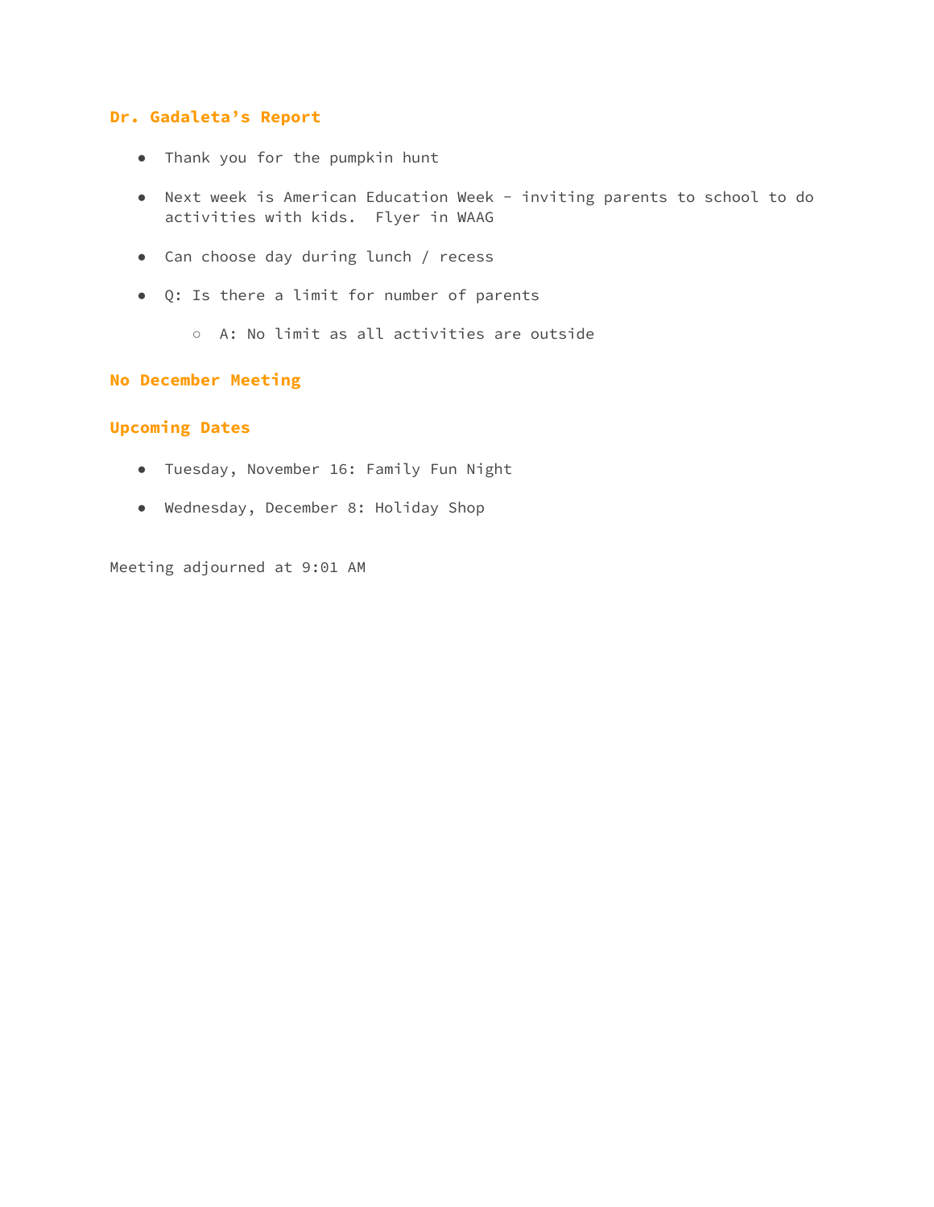### Dr. Gadaleta's Report

- Thank you for the pumpkin hunt
- Next week is American Education Week – inviting parents to school to do activities with kids.  Flyer in WAAG
- Can choose day during lunch / recess
- Q: Is there a limit for number of parents
  - A: No limit as all activities are outside

### No December Meeting

### Upcoming Dates

- Tuesday, November 16: Family Fun Night
- Wednesday, December 8: Holiday Shop

Meeting adjourned at 9:01 AM